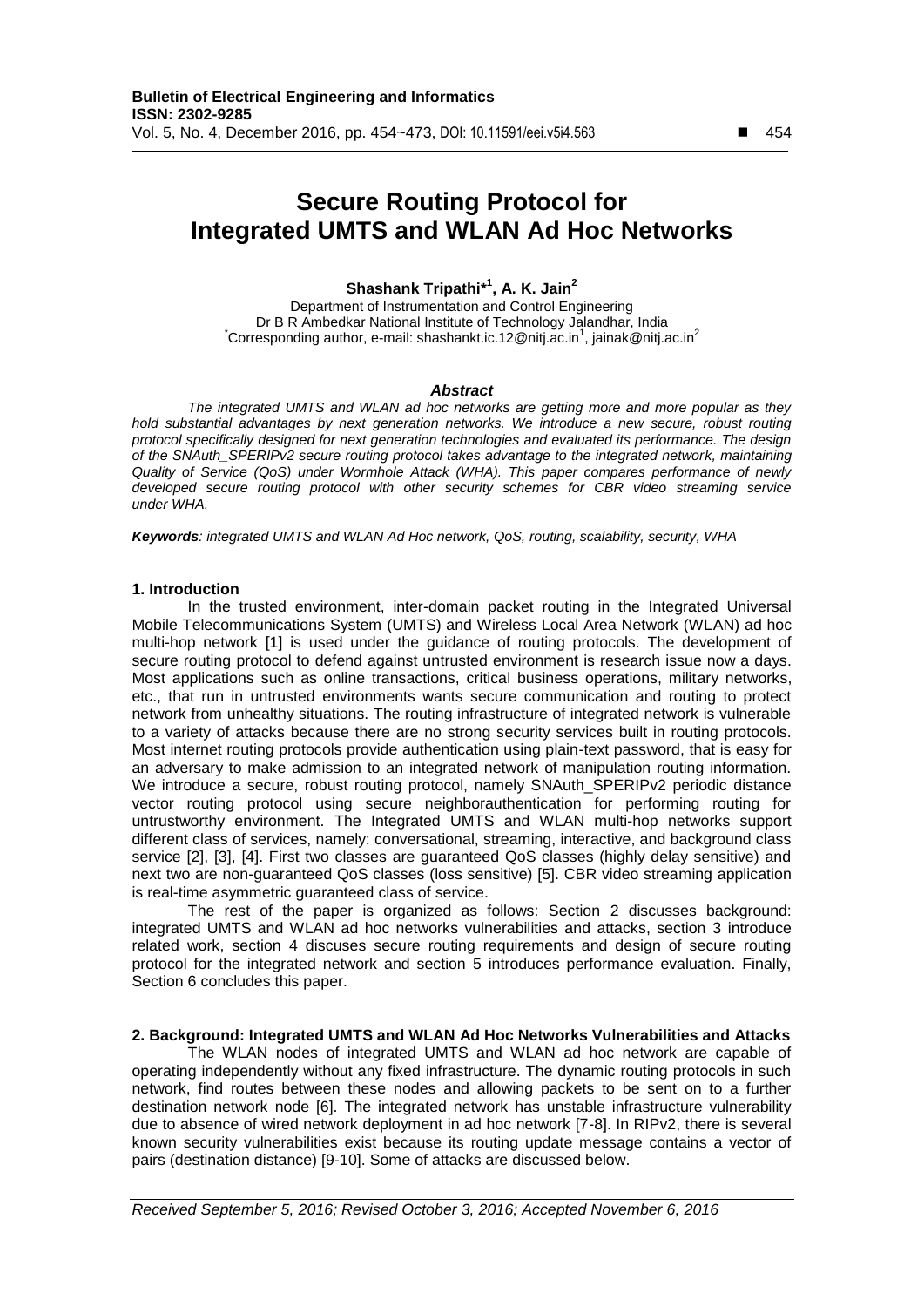# Secure Routing Protocol for Integrated UMTS and WLAN Ad Hoc Networks

**Shashank Tripathi*[1], A. K. Jain[2]**

Department of Instrumentation and Control Engineering
Dr B R Ambedkar National Institute of Technology Jalandhar, India
*Corresponding author, e-mail: shashankt.ic.12@nitj.ac.in[1], jainak@nitj.ac.in[2]

### *Abstract*

*The integrated UMTS and WLAN ad hoc networks are getting more and more popular as they hold substantial advantages by next generation networks. We introduce a new secure, robust routing protocol specifically designed for next generation technologies and evaluated its performance. The design of the SNAuth_SPERIPv2 secure routing protocol takes advantage to the integrated network, maintaining Quality of Service (QoS) under Wormhole Attack (WHA). This paper compares performance of newly developed secure routing protocol with other security schemes for CBR video streaming service under WHA.*

***Keywords****: integrated UMTS and WLAN Ad Hoc network, QoS, routing, scalability, security, WHA*

## 1. Introduction

In the trusted environment, inter-domain packet routing in the Integrated Universal Mobile Telecommunications System (UMTS) and Wireless Local Area Network (WLAN) ad hoc multi-hop network [1] is used under the guidance of routing protocols. The development of secure routing protocol to defend against untrusted environment is research issue now a days. Most applications such as online transactions, critical business operations, military networks, etc., that run in untrusted environments wants secure communication and routing to protect network from unhealthy situations. The routing infrastructure of integrated network is vulnerable to a variety of attacks because there are no strong security services built in routing protocols. Most internet routing protocols provide authentication using plain-text password, that is easy for an adversary to make admission to an integrated network of manipulation routing information. We introduce a secure, robust routing protocol, namely SNAuth_SPERIPv2 periodic distance vector routing protocol using secure neighborauthentication for performing routing for untrustworthy environment. The Integrated UMTS and WLAN multi-hop networks support different class of services, namely: conversational, streaming, interactive, and background class service [2], [3], [4]. First two classes are guaranteed QoS classes (highly delay sensitive) and next two are non-guaranteed QoS classes (loss sensitive) [5]. CBR video streaming application is real-time asymmetric guaranteed class of service.

The rest of the paper is organized as follows: Section 2 discusses background: integrated UMTS and WLAN ad hoc networks vulnerabilities and attacks, section 3 introduce related work, section 4 discuses secure routing requirements and design of secure routing protocol for the integrated network and section 5 introduces performance evaluation. Finally, Section 6 concludes this paper.

## 2. Background: Integrated UMTS and WLAN Ad Hoc Networks Vulnerabilities and Attacks

The WLAN nodes of integrated UMTS and WLAN ad hoc network are capable of operating independently without any fixed infrastructure. The dynamic routing protocols in such network, find routes between these nodes and allowing packets to be sent on to a further destination network node [6]. The integrated network has unstable infrastructure vulnerability due to absence of wired network deployment in ad hoc network [7-8]. In RIPv2, there is several known security vulnerabilities exist because its routing update message contains a vector of pairs (destination distance) [9-10]. Some of attacks are discussed below.

*Received September 5, 2016; Revised October 3, 2016; Accepted November 6, 2016*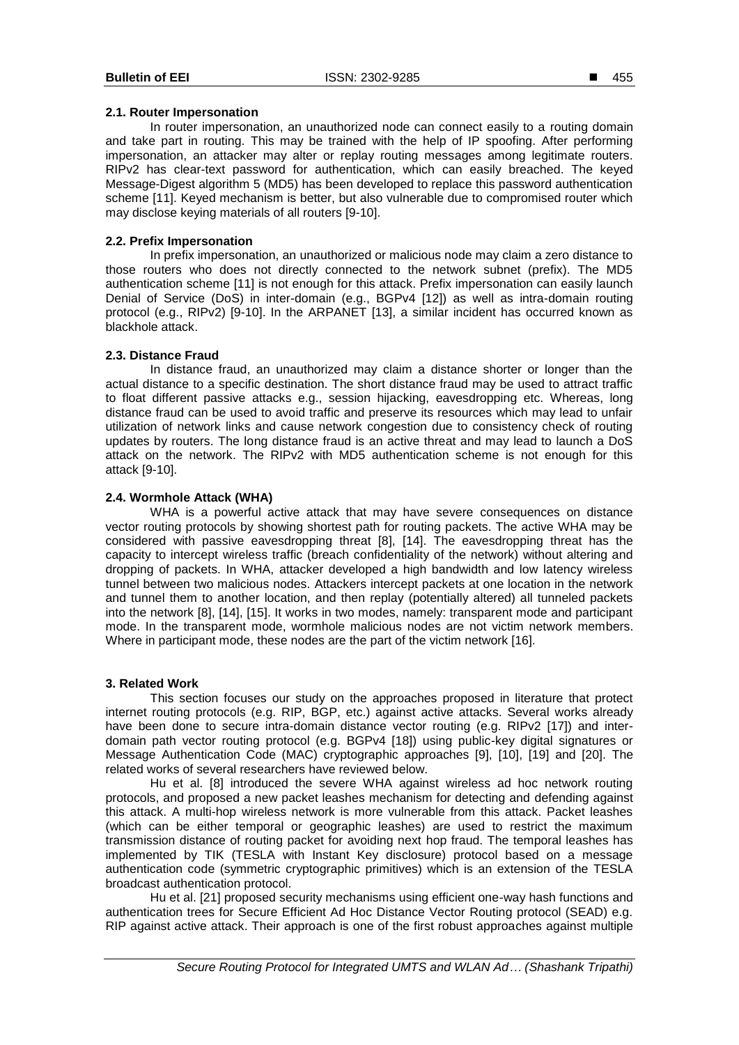### 2.1. Router Impersonation

In router impersonation, an unauthorized node can connect easily to a routing domain and take part in routing. This may be trained with the help of IP spoofing. After performing impersonation, an attacker may alter or replay routing messages among legitimate routers. RIPv2 has clear-text password for authentication, which can easily breached. The keyed Message-Digest algorithm 5 (MD5) has been developed to replace this password authentication scheme [11]. Keyed mechanism is better, but also vulnerable due to compromised router which may disclose keying materials of all routers [9-10].

### 2.2. Prefix Impersonation

In prefix impersonation, an unauthorized or malicious node may claim a zero distance to those routers who does not directly connected to the network subnet (prefix). The MD5 authentication scheme [11] is not enough for this attack. Prefix impersonation can easily launch Denial of Service (DoS) in inter-domain (e.g., BGPv4 [12]) as well as intra-domain routing protocol (e.g., RIPv2) [9-10]. In the ARPANET [13], a similar incident has occurred known as blackhole attack.

### 2.3. Distance Fraud

In distance fraud, an unauthorized may claim a distance shorter or longer than the actual distance to a specific destination. The short distance fraud may be used to attract traffic to float different passive attacks e.g., session hijacking, eavesdropping etc. Whereas, long distance fraud can be used to avoid traffic and preserve its resources which may lead to unfair utilization of network links and cause network congestion due to consistency check of routing updates by routers. The long distance fraud is an active threat and may lead to launch a DoS attack on the network. The RIPv2 with MD5 authentication scheme is not enough for this attack [9-10].

### 2.4. Wormhole Attack (WHA)

WHA is a powerful active attack that may have severe consequences on distance vector routing protocols by showing shortest path for routing packets. The active WHA may be considered with passive eavesdropping threat [8], [14]. The eavesdropping threat has the capacity to intercept wireless traffic (breach confidentiality of the network) without altering and dropping of packets. In WHA, attacker developed a high bandwidth and low latency wireless tunnel between two malicious nodes. Attackers intercept packets at one location in the network and tunnel them to another location, and then replay (potentially altered) all tunneled packets into the network [8], [14], [15]. It works in two modes, namely: transparent mode and participant mode. In the transparent mode, wormhole malicious nodes are not victim network members. Where in participant mode, these nodes are the part of the victim network [16].

## 3. Related Work

This section focuses our study on the approaches proposed in literature that protect internet routing protocols (e.g. RIP, BGP, etc.) against active attacks. Several works already have been done to secure intra-domain distance vector routing (e.g. RIPv2 [17]) and inter-domain path vector routing protocol (e.g. BGPv4 [18]) using public-key digital signatures or Message Authentication Code (MAC) cryptographic approaches [9], [10], [19] and [20]. The related works of several researchers have reviewed below.

Hu et al. [8] introduced the severe WHA against wireless ad hoc network routing protocols, and proposed a new packet leashes mechanism for detecting and defending against this attack. A multi-hop wireless network is more vulnerable from this attack. Packet leashes (which can be either temporal or geographic leashes) are used to restrict the maximum transmission distance of routing packet for avoiding next hop fraud. The temporal leashes has implemented by TIK (TESLA with Instant Key disclosure) protocol based on a message authentication code (symmetric cryptographic primitives) which is an extension of the TESLA broadcast authentication protocol.

Hu et al. [21] proposed security mechanisms using efficient one-way hash functions and authentication trees for Secure Efficient Ad Hoc Distance Vector Routing protocol (SEAD) e.g. RIP against active attack. Their approach is one of the first robust approaches against multiple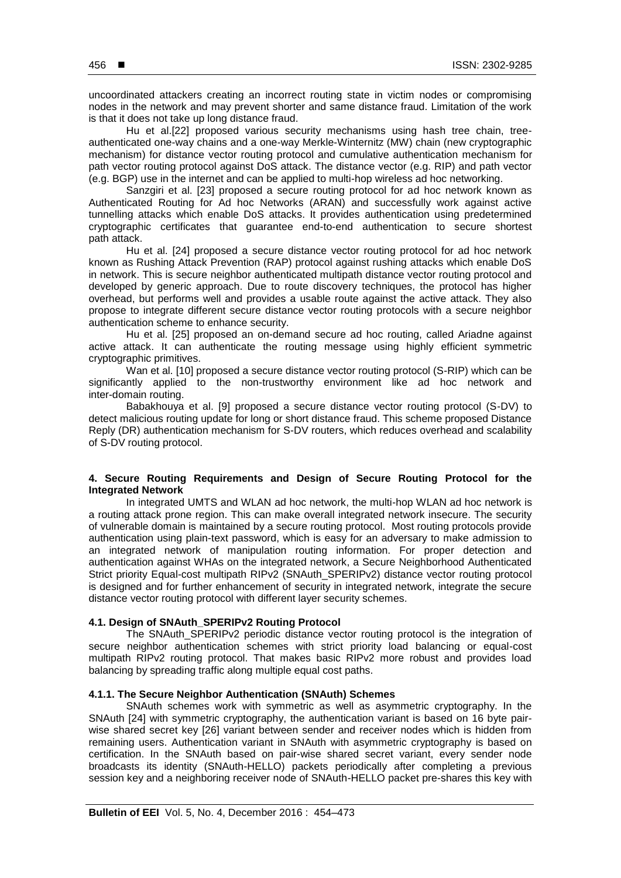uncoordinated attackers creating an incorrect routing state in victim nodes or compromising nodes in the network and may prevent shorter and same distance fraud. Limitation of the work is that it does not take up long distance fraud.

Hu et al.[22] proposed various security mechanisms using hash tree chain, tree-authenticated one-way chains and a one-way Merkle-Winternitz (MW) chain (new cryptographic mechanism) for distance vector routing protocol and cumulative authentication mechanism for path vector routing protocol against DoS attack. The distance vector (e.g. RIP) and path vector (e.g. BGP) use in the internet and can be applied to multi-hop wireless ad hoc networking.

Sanzgiri et al. [23] proposed a secure routing protocol for ad hoc network known as Authenticated Routing for Ad hoc Networks (ARAN) and successfully work against active tunnelling attacks which enable DoS attacks. It provides authentication using predetermined cryptographic certificates that guarantee end-to-end authentication to secure shortest path attack.

Hu et al. [24] proposed a secure distance vector routing protocol for ad hoc network known as Rushing Attack Prevention (RAP) protocol against rushing attacks which enable DoS in network. This is secure neighbor authenticated multipath distance vector routing protocol and developed by generic approach. Due to route discovery techniques, the protocol has higher overhead, but performs well and provides a usable route against the active attack. They also propose to integrate different secure distance vector routing protocols with a secure neighbor authentication scheme to enhance security.

Hu et al. [25] proposed an on-demand secure ad hoc routing, called Ariadne against active attack. It can authenticate the routing message using highly efficient symmetric cryptographic primitives.

Wan et al. [10] proposed a secure distance vector routing protocol (S-RIP) which can be significantly applied to the non-trustworthy environment like ad hoc network and inter-domain routing.

Babakhouya et al. [9] proposed a secure distance vector routing protocol (S-DV) to detect malicious routing update for long or short distance fraud. This scheme proposed Distance Reply (DR) authentication mechanism for S-DV routers, which reduces overhead and scalability of S-DV routing protocol.

## 4. Secure Routing Requirements and Design of Secure Routing Protocol for the Integrated Network

In integrated UMTS and WLAN ad hoc network, the multi-hop WLAN ad hoc network is a routing attack prone region. This can make overall integrated network insecure. The security of vulnerable domain is maintained by a secure routing protocol. Most routing protocols provide authentication using plain-text password, which is easy for an adversary to make admission to an integrated network of manipulation routing information. For proper detection and authentication against WHAs on the integrated network, a Secure Neighborhood Authenticated Strict priority Equal-cost multipath RIPv2 (SNAuth_SPERIPv2) distance vector routing protocol is designed and for further enhancement of security in integrated network, integrate the secure distance vector routing protocol with different layer security schemes.

### 4.1. Design of SNAuth_SPERIPv2 Routing Protocol

The SNAuth_SPERIPv2 periodic distance vector routing protocol is the integration of secure neighbor authentication schemes with strict priority load balancing or equal-cost multipath RIPv2 routing protocol. That makes basic RIPv2 more robust and provides load balancing by spreading traffic along multiple equal cost paths.

#### 4.1.1. The Secure Neighbor Authentication (SNAuth) Schemes

SNAuth schemes work with symmetric as well as asymmetric cryptography. In the SNAuth [24] with symmetric cryptography, the authentication variant is based on 16 byte pair-wise shared secret key [26] variant between sender and receiver nodes which is hidden from remaining users. Authentication variant in SNAuth with asymmetric cryptography is based on certification. In the SNAuth based on pair-wise shared secret variant, every sender node broadcasts its identity (SNAuth-HELLO) packets periodically after completing a previous session key and a neighboring receiver node of SNAuth-HELLO packet pre-shares this key with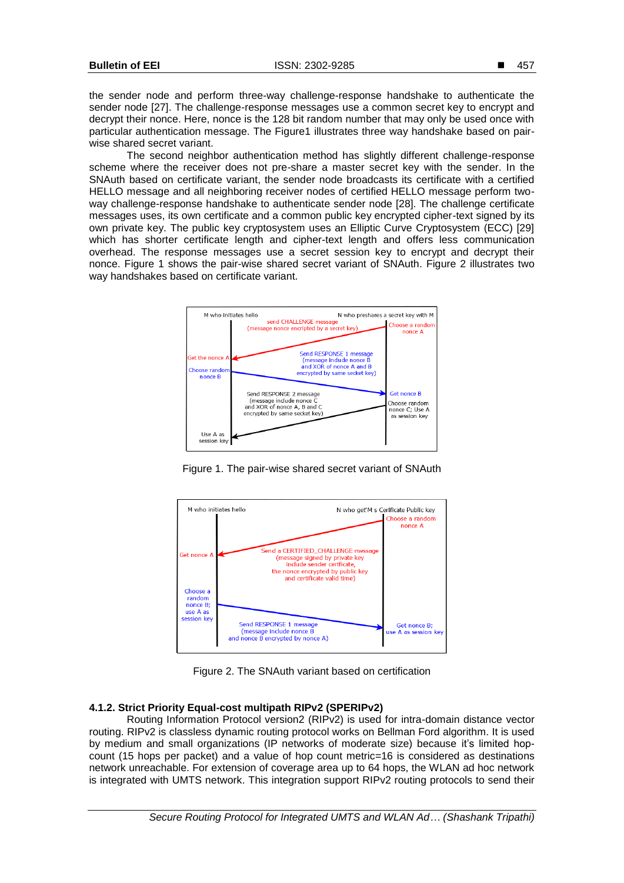the sender node and perform three-way challenge-response handshake to authenticate the sender node [27]. The challenge-response messages use a common secret key to encrypt and decrypt their nonce. Here, nonce is the 128 bit random number that may only be used once with particular authentication message. The Figure1 illustrates three way handshake based on pair-wise shared secret variant.

The second neighbor authentication method has slightly different challenge-response scheme where the receiver does not pre-share a master secret key with the sender. In the SNAuth based on certificate variant, the sender node broadcasts its certificate with a certified HELLO message and all neighboring receiver nodes of certified HELLO message perform two-way challenge-response handshake to authenticate sender node [28]. The challenge certificate messages uses, its own certificate and a common public key encrypted cipher-text signed by its own private key. The public key cryptosystem uses an Elliptic Curve Cryptosystem (ECC) [29] which has shorter certificate length and cipher-text length and offers less communication overhead. The response messages use a secret session key to encrypt and decrypt their nonce. Figure 1 shows the pair-wise shared secret variant of SNAuth. Figure 2 illustrates two way handshakes based on certificate variant.

Figure 1. The pair-wise shared secret variant of SNAuth

Figure 2. The SNAuth variant based on certification

### 4.1.2. Strict Priority Equal-cost multipath RIPv2 (SPERIPv2)

Routing Information Protocol version2 (RIPv2) is used for intra-domain distance vector routing. RIPv2 is classless dynamic routing protocol works on Bellman Ford algorithm. It is used by medium and small organizations (IP networks of moderate size) because it's limited hop-count (15 hops per packet) and a value of hop count metric=16 is considered as destinations network unreachable. For extension of coverage area up to 64 hops, the WLAN ad hoc network is integrated with UMTS network. This integration support RIPv2 routing protocols to send their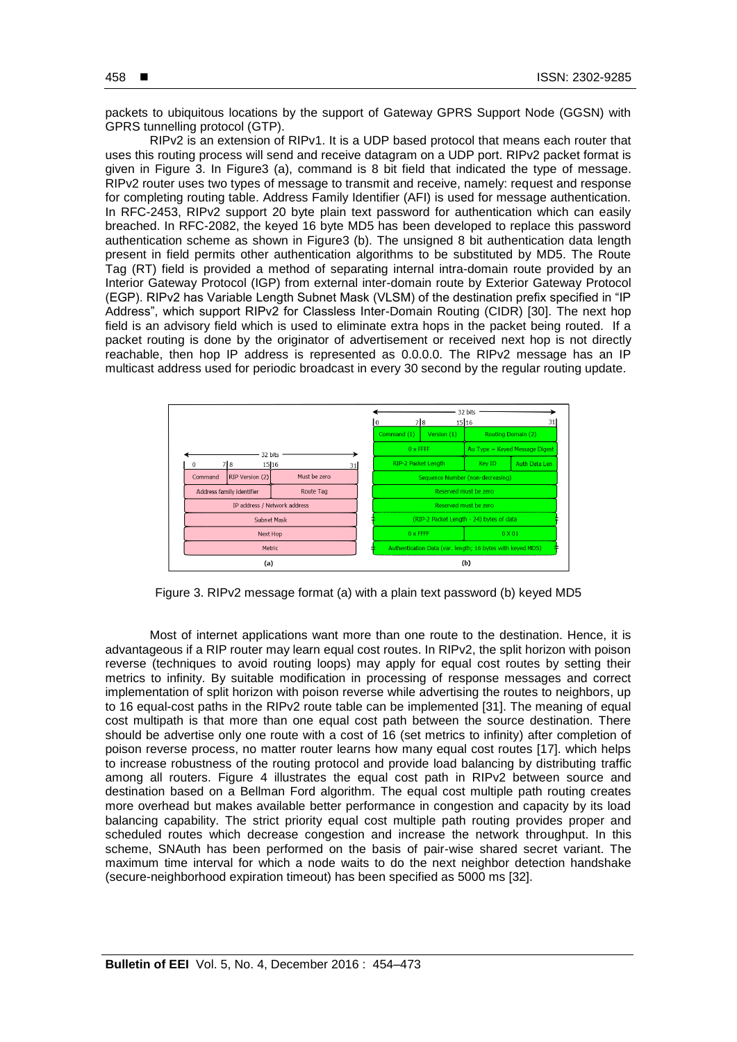packets to ubiquitous locations by the support of Gateway GPRS Support Node (GGSN) with GPRS tunnelling protocol (GTP).

RIPv2 is an extension of RIPv1. It is a UDP based protocol that means each router that uses this routing process will send and receive datagram on a UDP port. RIPv2 packet format is given in Figure 3. In Figure3 (a), command is 8 bit field that indicated the type of message. RIPv2 router uses two types of message to transmit and receive, namely: request and response for completing routing table. Address Family Identifier (AFI) is used for message authentication. In RFC-2453, RIPv2 support 20 byte plain text password for authentication which can easily breached. In RFC-2082, the keyed 16 byte MD5 has been developed to replace this password authentication scheme as shown in Figure3 (b). The unsigned 8 bit authentication data length present in field permits other authentication algorithms to be substituted by MD5. The Route Tag (RT) field is provided a method of separating internal intra-domain route provided by an Interior Gateway Protocol (IGP) from external inter-domain route by Exterior Gateway Protocol (EGP). RIPv2 has Variable Length Subnet Mask (VLSM) of the destination prefix specified in "IP Address", which support RIPv2 for Classless Inter-Domain Routing (CIDR) [30]. The next hop field is an advisory field which is used to eliminate extra hops in the packet being routed. If a packet routing is done by the originator of advertisement or received next hop is not directly reachable, then hop IP address is represented as 0.0.0.0. The RIPv2 message has an IP multicast address used for periodic broadcast in every 30 second by the regular routing update.

Figure 3. RIPv2 message format (a) with a plain text password (b) keyed MD5

Most of internet applications want more than one route to the destination. Hence, it is advantageous if a RIP router may learn equal cost routes. In RIPv2, the split horizon with poison reverse (techniques to avoid routing loops) may apply for equal cost routes by setting their metrics to infinity. By suitable modification in processing of response messages and correct implementation of split horizon with poison reverse while advertising the routes to neighbors, up to 16 equal-cost paths in the RIPv2 route table can be implemented [31]. The meaning of equal cost multipath is that more than one equal cost path between the source destination. There should be advertise only one route with a cost of 16 (set metrics to infinity) after completion of poison reverse process, no matter router learns how many equal cost routes [17]. which helps to increase robustness of the routing protocol and provide load balancing by distributing traffic among all routers. Figure 4 illustrates the equal cost path in RIPv2 between source and destination based on a Bellman Ford algorithm. The equal cost multiple path routing creates more overhead but makes available better performance in congestion and capacity by its load balancing capability. The strict priority equal cost multiple path routing provides proper and scheduled routes which decrease congestion and increase the network throughput. In this scheme, SNAuth has been performed on the basis of pair-wise shared secret variant. The maximum time interval for which a node waits to do the next neighbor detection handshake (secure-neighborhood expiration timeout) has been specified as 5000 ms [32].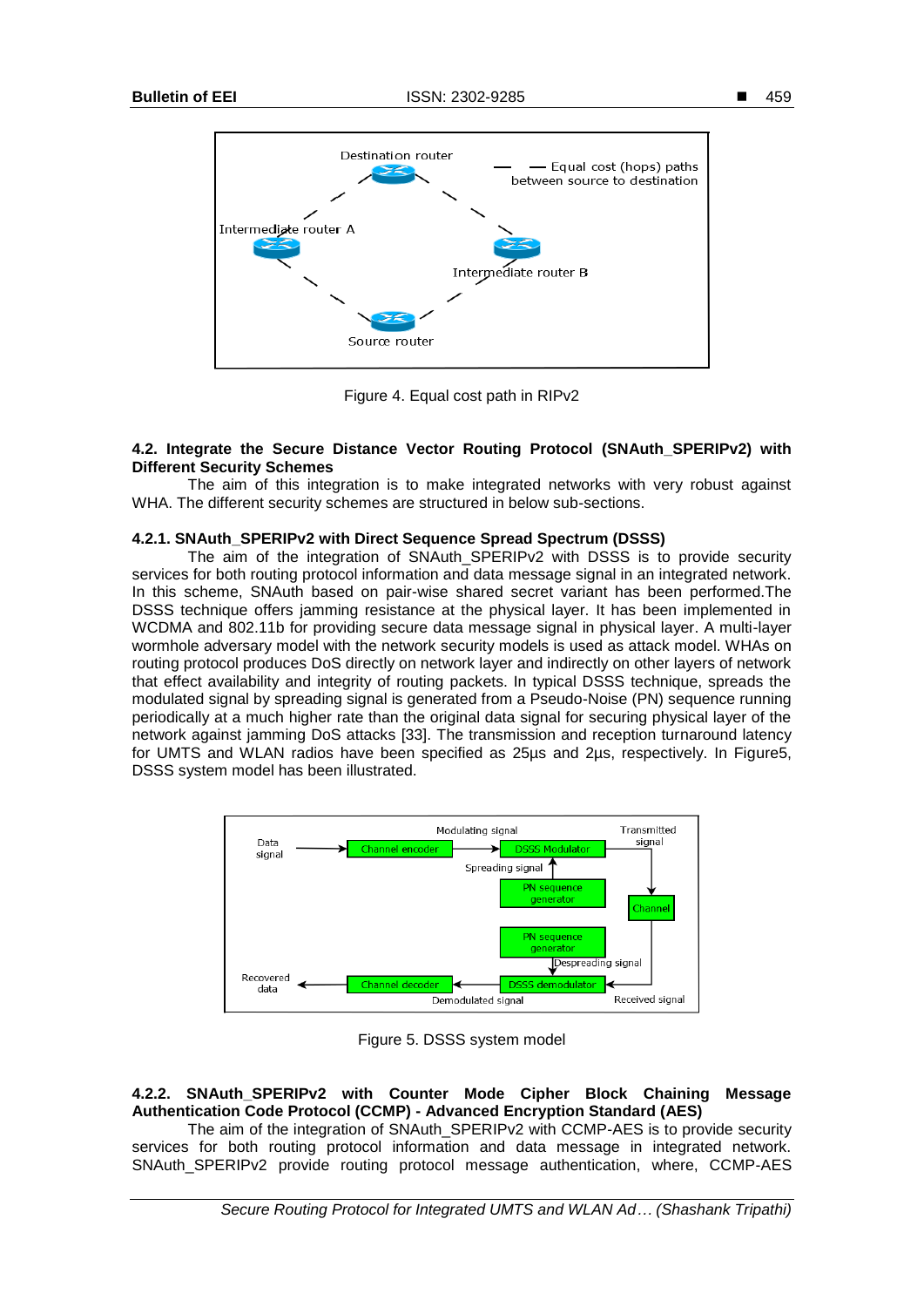Figure 4. Equal cost path in RIPv2

### 4.2. Integrate the Secure Distance Vector Routing Protocol (SNAuth_SPERIPv2) with Different Security Schemes

The aim of this integration is to make integrated networks with very robust against WHA. The different security schemes are structured in below sub-sections.

#### 4.2.1. SNAuth_SPERIPv2 with Direct Sequence Spread Spectrum (DSSS)

The aim of the integration of SNAuth_SPERIPv2 with DSSS is to provide security services for both routing protocol information and data message signal in an integrated network. In this scheme, SNAuth based on pair-wise shared secret variant has been performed.The DSSS technique offers jamming resistance at the physical layer. It has been implemented in WCDMA and 802.11b for providing secure data message signal in physical layer. A multi-layer wormhole adversary model with the network security models is used as attack model. WHAs on routing protocol produces DoS directly on network layer and indirectly on other layers of network that effect availability and integrity of routing packets. In typical DSSS technique, spreads the modulated signal by spreading signal is generated from a Pseudo-Noise (PN) sequence running periodically at a much higher rate than the original data signal for securing physical layer of the network against jamming DoS attacks [33]. The transmission and reception turnaround latency for UMTS and WLAN radios have been specified as 25µs and 2µs, respectively. In Figure5, DSSS system model has been illustrated.

Figure 5. DSSS system model

#### 4.2.2. SNAuth_SPERIPv2 with Counter Mode Cipher Block Chaining Message Authentication Code Protocol (CCMP) - Advanced Encryption Standard (AES)

The aim of the integration of SNAuth_SPERIPv2 with CCMP-AES is to provide security services for both routing protocol information and data message in integrated network. SNAuth_SPERIPv2 provide routing protocol message authentication, where, CCMP-AES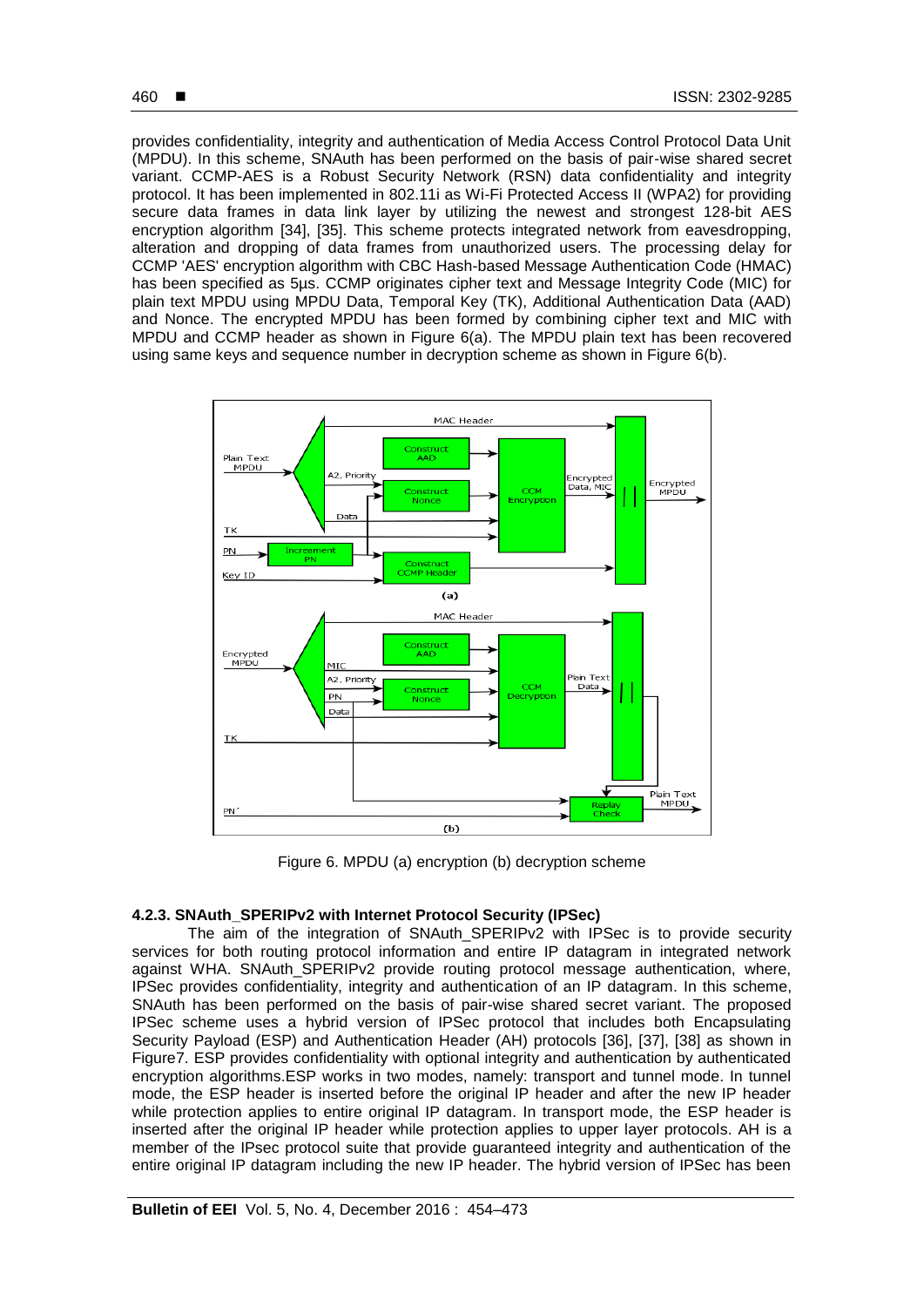provides confidentiality, integrity and authentication of Media Access Control Protocol Data Unit (MPDU). In this scheme, SNAuth has been performed on the basis of pair-wise shared secret variant. CCMP-AES is a Robust Security Network (RSN) data confidentiality and integrity protocol. It has been implemented in 802.11i as Wi-Fi Protected Access II (WPA2) for providing secure data frames in data link layer by utilizing the newest and strongest 128-bit AES encryption algorithm [34], [35]. This scheme protects integrated network from eavesdropping, alteration and dropping of data frames from unauthorized users. The processing delay for CCMP 'AES' encryption algorithm with CBC Hash-based Message Authentication Code (HMAC) has been specified as 5µs. CCMP originates cipher text and Message Integrity Code (MIC) for plain text MPDU using MPDU Data, Temporal Key (TK), Additional Authentication Data (AAD) and Nonce. The encrypted MPDU has been formed by combining cipher text and MIC with MPDU and CCMP header as shown in Figure 6(a). The MPDU plain text has been recovered using same keys and sequence number in decryption scheme as shown in Figure 6(b).

Figure 6. MPDU (a) encryption (b) decryption scheme

#### 4.2.3. SNAuth_SPERIPv2 with Internet Protocol Security (IPSec)

The aim of the integration of SNAuth_SPERIPv2 with IPSec is to provide security services for both routing protocol information and entire IP datagram in integrated network against WHA. SNAuth_SPERIPv2 provide routing protocol message authentication, where, IPSec provides confidentiality, integrity and authentication of an IP datagram. In this scheme, SNAuth has been performed on the basis of pair-wise shared secret variant. The proposed IPSec scheme uses a hybrid version of IPSec protocol that includes both Encapsulating Security Payload (ESP) and Authentication Header (AH) protocols [36], [37], [38] as shown in Figure7. ESP provides confidentiality with optional integrity and authentication by authenticated encryption algorithms.ESP works in two modes, namely: transport and tunnel mode. In tunnel mode, the ESP header is inserted before the original IP header and after the new IP header while protection applies to entire original IP datagram. In transport mode, the ESP header is inserted after the original IP header while protection applies to upper layer protocols. AH is a member of the IPsec protocol suite that provide guaranteed integrity and authentication of the entire original IP datagram including the new IP header. The hybrid version of IPSec has been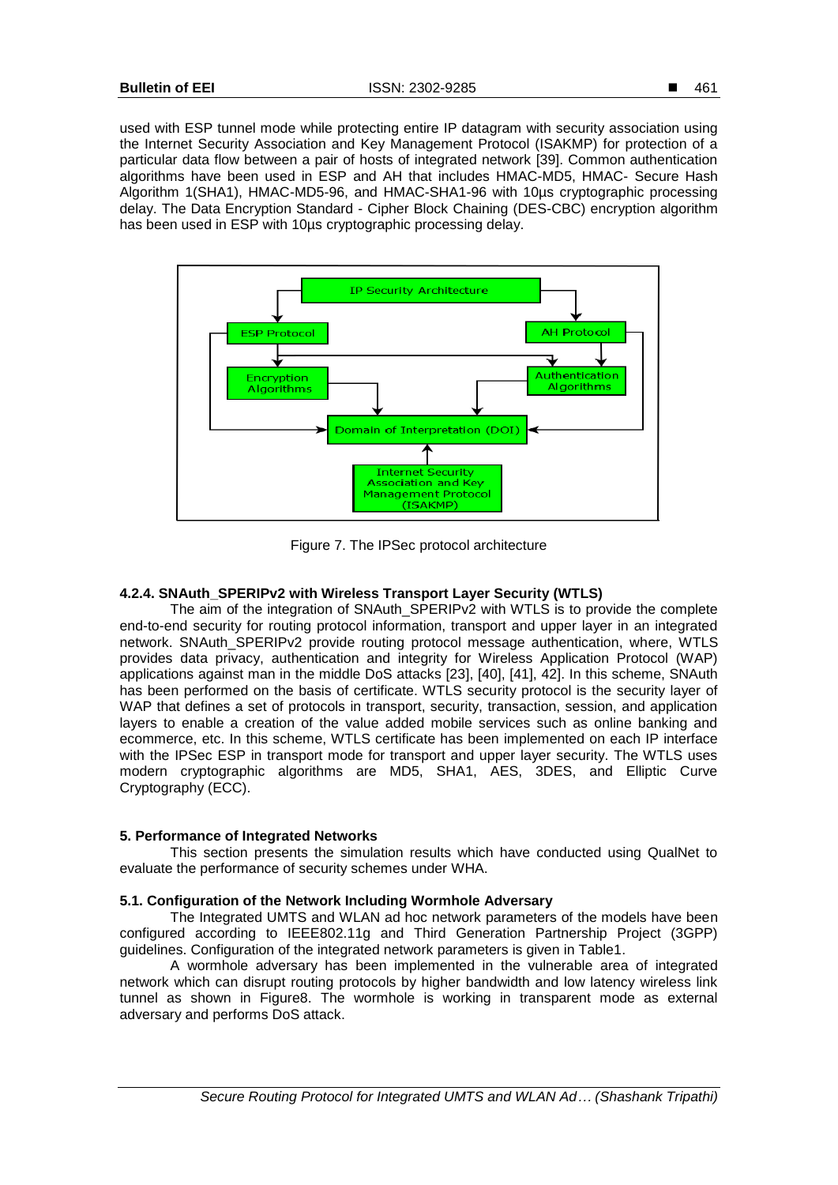used with ESP tunnel mode while protecting entire IP datagram with security association using the Internet Security Association and Key Management Protocol (ISAKMP) for protection of a particular data flow between a pair of hosts of integrated network [39]. Common authentication algorithms have been used in ESP and AH that includes HMAC-MD5, HMAC- Secure Hash Algorithm 1(SHA1), HMAC-MD5-96, and HMAC-SHA1-96 with 10µs cryptographic processing delay. The Data Encryption Standard - Cipher Block Chaining (DES-CBC) encryption algorithm has been used in ESP with 10µs cryptographic processing delay.

Figure 7. The IPSec protocol architecture

#### 4.2.4. SNAuth_SPERIPv2 with Wireless Transport Layer Security (WTLS)

The aim of the integration of SNAuth_SPERIPv2 with WTLS is to provide the complete end-to-end security for routing protocol information, transport and upper layer in an integrated network. SNAuth_SPERIPv2 provide routing protocol message authentication, where, WTLS provides data privacy, authentication and integrity for Wireless Application Protocol (WAP) applications against man in the middle DoS attacks [23], [40], [41], 42]. In this scheme, SNAuth has been performed on the basis of certificate. WTLS security protocol is the security layer of WAP that defines a set of protocols in transport, security, transaction, session, and application layers to enable a creation of the value added mobile services such as online banking and ecommerce, etc. In this scheme, WTLS certificate has been implemented on each IP interface with the IPSec ESP in transport mode for transport and upper layer security. The WTLS uses modern cryptographic algorithms are MD5, SHA1, AES, 3DES, and Elliptic Curve Cryptography (ECC).

## 5. Performance of Integrated Networks

This section presents the simulation results which have conducted using QualNet to evaluate the performance of security schemes under WHA.

### 5.1. Configuration of the Network Including Wormhole Adversary

The Integrated UMTS and WLAN ad hoc network parameters of the models have been configured according to IEEE802.11g and Third Generation Partnership Project (3GPP) guidelines. Configuration of the integrated network parameters is given in Table1.

A wormhole adversary has been implemented in the vulnerable area of integrated network which can disrupt routing protocols by higher bandwidth and low latency wireless link tunnel as shown in Figure8. The wormhole is working in transparent mode as external adversary and performs DoS attack.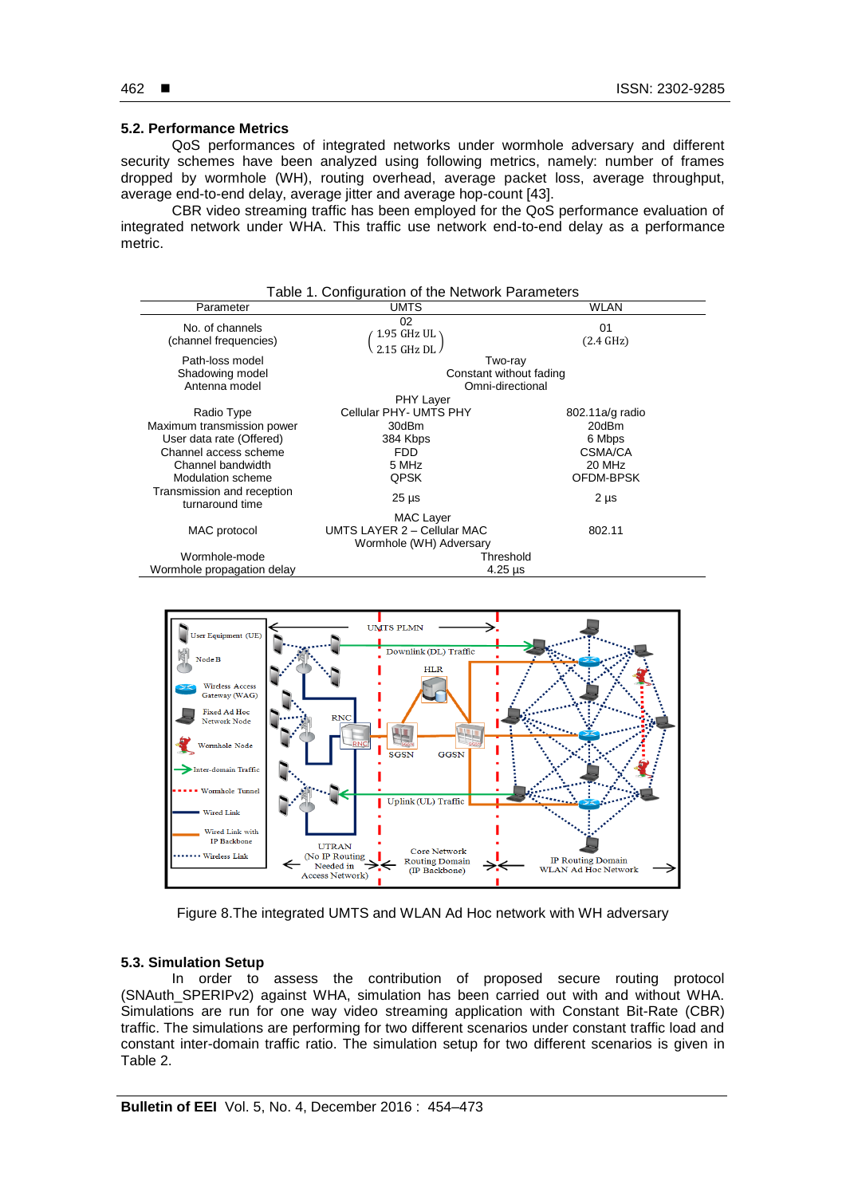### 5.2. Performance Metrics

QoS performances of integrated networks under wormhole adversary and different security schemes have been analyzed using following metrics, namely: number of frames dropped by wormhole (WH), routing overhead, average packet loss, average throughput, average end-to-end delay, average jitter and average hop-count [43].

CBR video streaming traffic has been employed for the QoS performance evaluation of integrated network under WHA. This traffic use network end-to-end delay as a performance metric.

Table 1. Configuration of the Network Parameters

| Parameter | UMTS | WLAN |
|---|---|---|
| No. of channels (channel frequencies) | 02 (1.95 GHz UL, 2.15 GHz DL) | 01 (2.4 GHz) |
| Path-loss model | Two-ray | |
| Shadowing model | Constant without fading | |
| Antenna model | Omni-directional | |
| | PHY Layer | |
| Radio Type | Cellular PHY- UMTS PHY | 802.11a/g radio |
| Maximum transmission power | 30dBm | 20dBm |
| User data rate (Offered) | 384 Kbps | 6 Mbps |
| Channel access scheme | FDD | CSMA/CA |
| Channel bandwidth | 5 MHz | 20 MHz |
| Modulation scheme | QPSK | OFDM-BPSK |
| Transmission and reception turnaround time | 25 µs | 2 µs |
| | MAC Layer | |
| MAC protocol | UMTS LAYER 2 – Cellular MAC | 802.11 |
| | Wormhole (WH) Adversary | |
| Wormhole-mode | Threshold | |
| Wormhole propagation delay | 4.25 µs | |

Figure 8.The integrated UMTS and WLAN Ad Hoc network with WH adversary

### 5.3. Simulation Setup

In order to assess the contribution of proposed secure routing protocol (SNAuth_SPERIPv2) against WHA, simulation has been carried out with and without WHA. Simulations are run for one way video streaming application with Constant Bit-Rate (CBR) traffic. The simulations are performing for two different scenarios under constant traffic load and constant inter-domain traffic ratio. The simulation setup for two different scenarios is given in Table 2.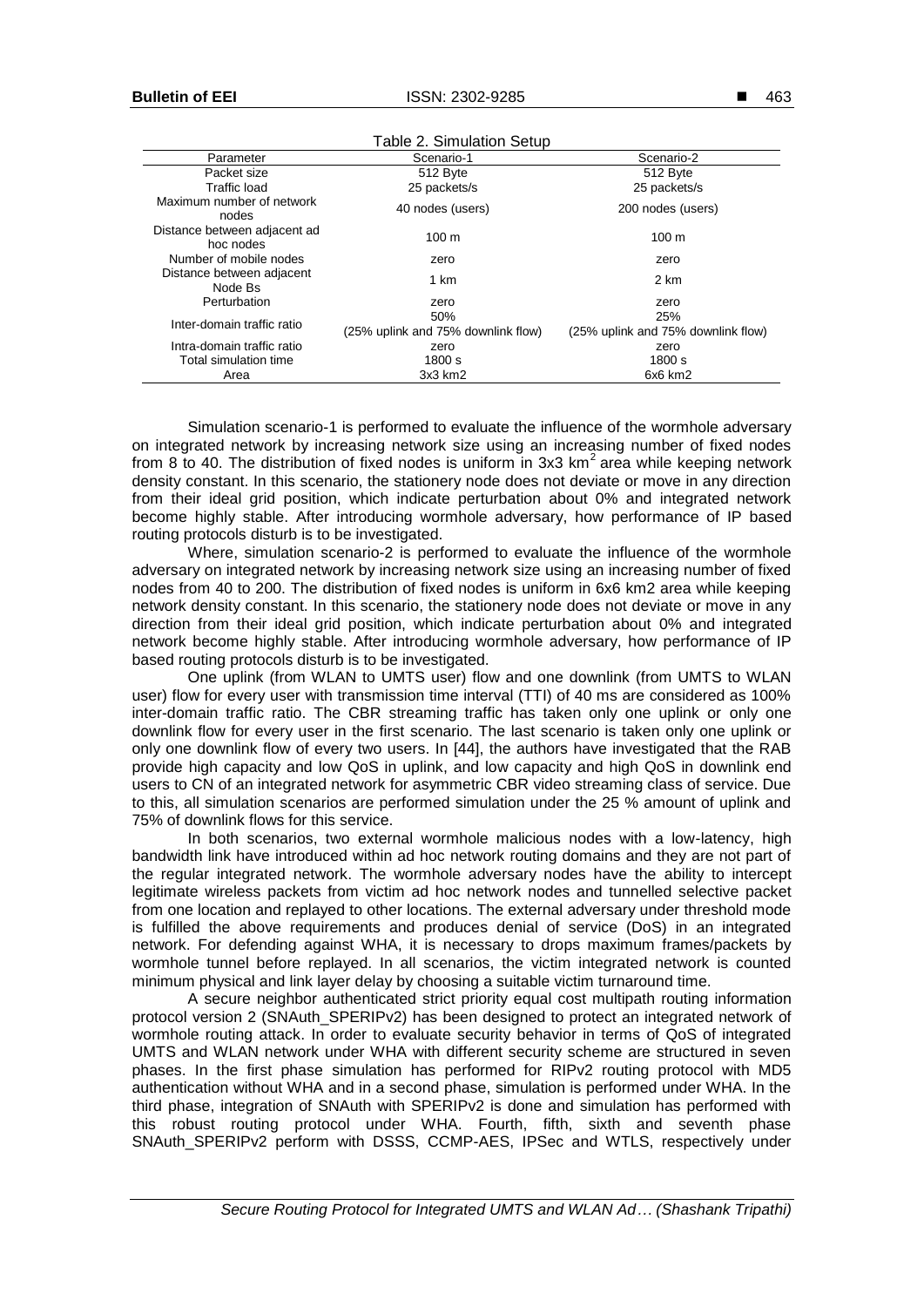Table 2. Simulation Setup

| Parameter | Scenario-1 | Scenario-2 |
|---|---|---|
| Packet size | 512 Byte | 512 Byte |
| Traffic load | 25 packets/s | 25 packets/s |
| Maximum number of network nodes | 40 nodes (users) | 200 nodes (users) |
| Distance between adjacent ad hoc nodes | 100 m | 100 m |
| Number of mobile nodes | zero | zero |
| Distance between adjacent Node Bs | 1 km | 2 km |
| Perturbation | zero | zero |
| Inter-domain traffic ratio | 50% (25% uplink and 75% downlink flow) | 25% (25% uplink and 75% downlink flow) |
| Intra-domain traffic ratio | zero | zero |
| Total simulation time | 1800 s | 1800 s |
| Area | 3x3 km2 | 6x6 km2 |

Simulation scenario-1 is performed to evaluate the influence of the wormhole adversary on integrated network by increasing network size using an increasing number of fixed nodes from 8 to 40. The distribution of fixed nodes is uniform in 3x3 $km^2$ area while keeping network density constant. In this scenario, the stationery node does not deviate or move in any direction from their ideal grid position, which indicate perturbation about 0% and integrated network become highly stable. After introducing wormhole adversary, how performance of IP based routing protocols disturb is to be investigated.

Where, simulation scenario-2 is performed to evaluate the influence of the wormhole adversary on integrated network by increasing network size using an increasing number of fixed nodes from 40 to 200. The distribution of fixed nodes is uniform in 6x6 km2 area while keeping network density constant. In this scenario, the stationery node does not deviate or move in any direction from their ideal grid position, which indicate perturbation about 0% and integrated network become highly stable. After introducing wormhole adversary, how performance of IP based routing protocols disturb is to be investigated.

One uplink (from WLAN to UMTS user) flow and one downlink (from UMTS to WLAN user) flow for every user with transmission time interval (TTI) of 40 ms are considered as 100% inter-domain traffic ratio. The CBR streaming traffic has taken only one uplink or only one downlink flow for every user in the first scenario. The last scenario is taken only one uplink or only one downlink flow of every two users. In [44], the authors have investigated that the RAB provide high capacity and low QoS in uplink, and low capacity and high QoS in downlink end users to CN of an integrated network for asymmetric CBR video streaming class of service. Due to this, all simulation scenarios are performed simulation under the 25 % amount of uplink and 75% of downlink flows for this service.

In both scenarios, two external wormhole malicious nodes with a low-latency, high bandwidth link have introduced within ad hoc network routing domains and they are not part of the regular integrated network. The wormhole adversary nodes have the ability to intercept legitimate wireless packets from victim ad hoc network nodes and tunnelled selective packet from one location and replayed to other locations. The external adversary under threshold mode is fulfilled the above requirements and produces denial of service (DoS) in an integrated network. For defending against WHA, it is necessary to drops maximum frames/packets by wormhole tunnel before replayed. In all scenarios, the victim integrated network is counted minimum physical and link layer delay by choosing a suitable victim turnaround time.

A secure neighbor authenticated strict priority equal cost multipath routing information protocol version 2 (SNAuth_SPERIPv2) has been designed to protect an integrated network of wormhole routing attack. In order to evaluate security behavior in terms of QoS of integrated UMTS and WLAN network under WHA with different security scheme are structured in seven phases. In the first phase simulation has performed for RIPv2 routing protocol with MD5 authentication without WHA and in a second phase, simulation is performed under WHA. In the third phase, integration of SNAuth with SPERIPv2 is done and simulation has performed with this robust routing protocol under WHA. Fourth, fifth, sixth and seventh phase SNAuth_SPERIPv2 perform with DSSS, CCMP-AES, IPSec and WTLS, respectively under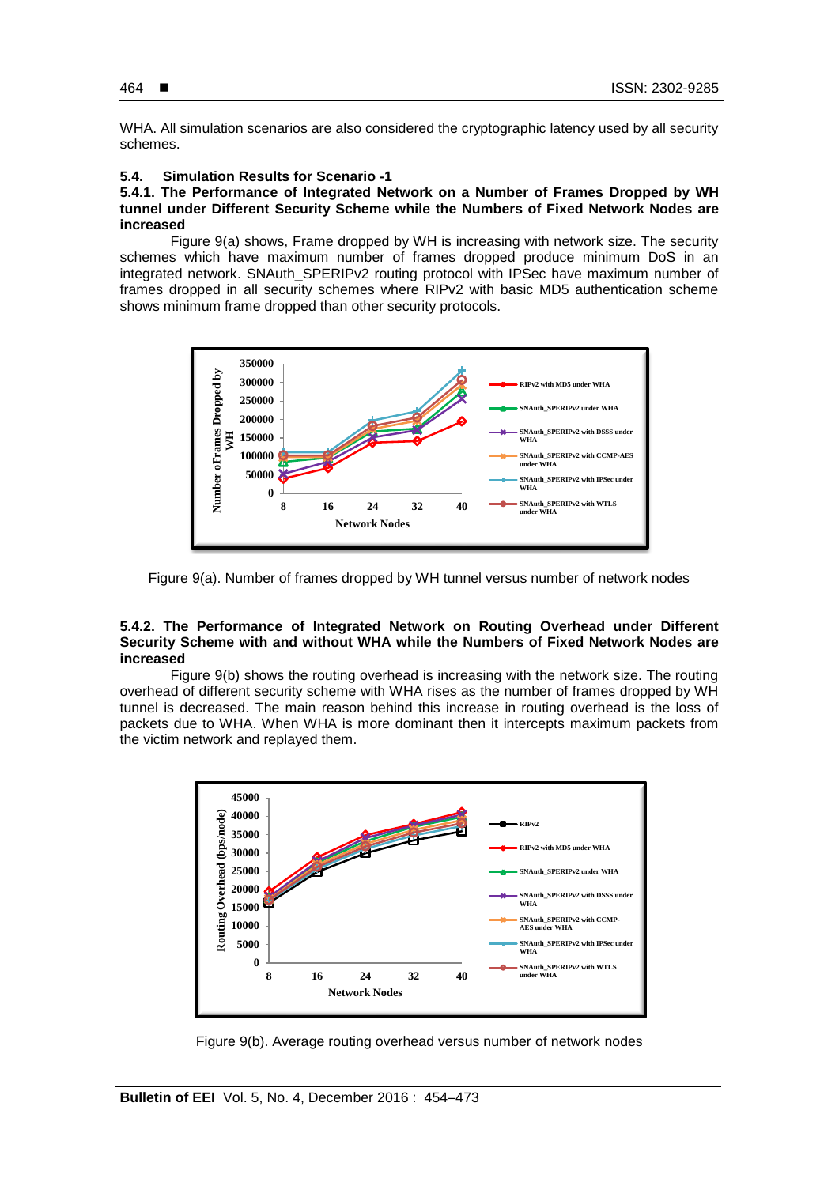WHA. All simulation scenarios are also considered the cryptographic latency used by all security schemes.

### 5.4. Simulation Results for Scenario -1

#### 5.4.1. The Performance of Integrated Network on a Number of Frames Dropped by WH tunnel under Different Security Scheme while the Numbers of Fixed Network Nodes are increased

Figure 9(a) shows, Frame dropped by WH is increasing with network size. The security schemes which have maximum number of frames dropped produce minimum DoS in an integrated network. SNAuth_SPERIPv2 routing protocol with IPSec have maximum number of frames dropped in all security schemes where RIPv2 with basic MD5 authentication scheme shows minimum frame dropped than other security protocols.

Figure 9(a). Number of frames dropped by WH tunnel versus number of network nodes

#### 5.4.2. The Performance of Integrated Network on Routing Overhead under Different Security Scheme with and without WHA while the Numbers of Fixed Network Nodes are increased

Figure 9(b) shows the routing overhead is increasing with the network size. The routing overhead of different security scheme with WHA rises as the number of frames dropped by WH tunnel is decreased. The main reason behind this increase in routing overhead is the loss of packets due to WHA. When WHA is more dominant then it intercepts maximum packets from the victim network and replayed them.

Figure 9(b). Average routing overhead versus number of network nodes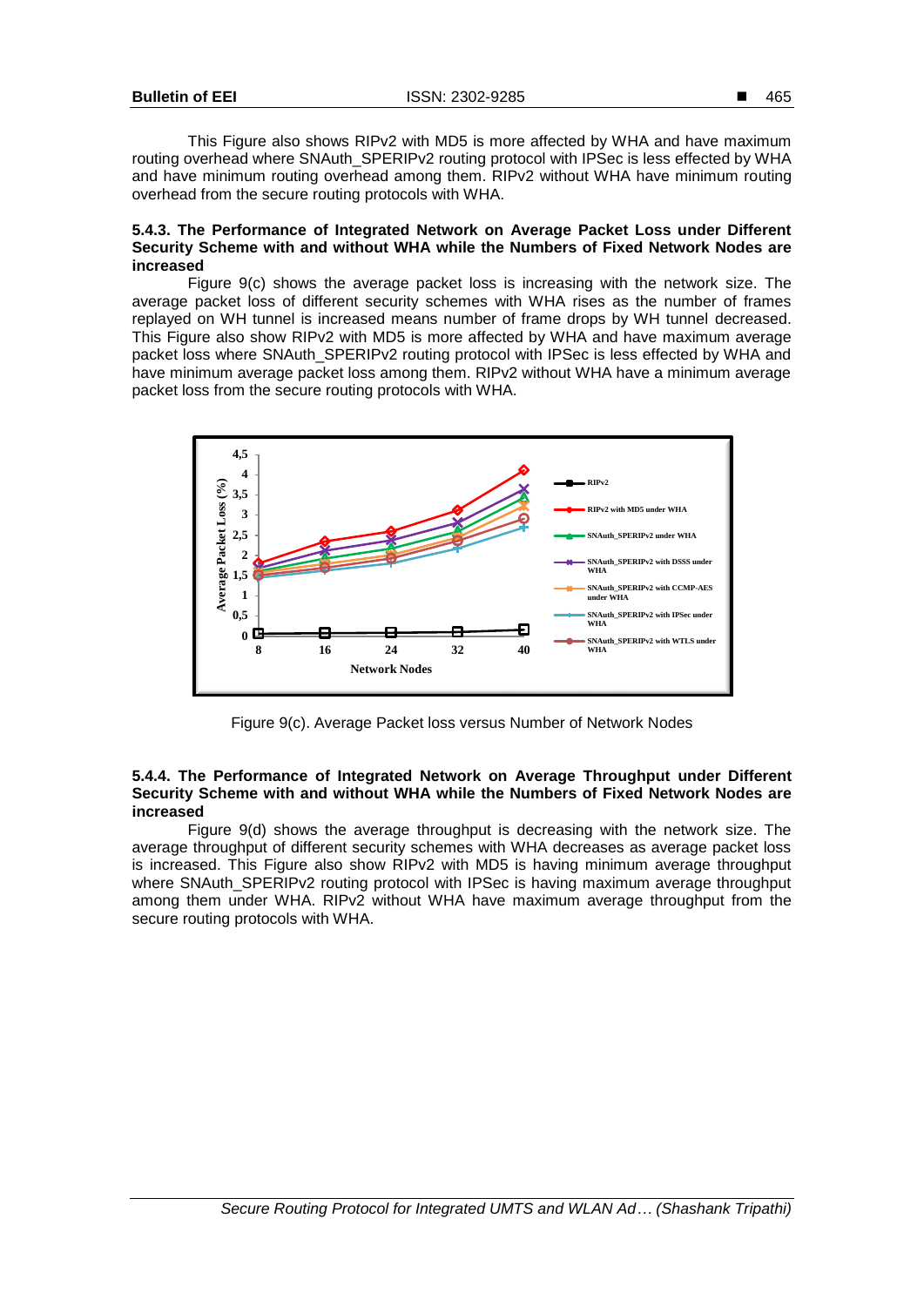This Figure also shows RIPv2 with MD5 is more affected by WHA and have maximum routing overhead where SNAuth_SPERIPv2 routing protocol with IPSec is less effected by WHA and have minimum routing overhead among them. RIPv2 without WHA have minimum routing overhead from the secure routing protocols with WHA.

#### 5.4.3. The Performance of Integrated Network on Average Packet Loss under Different Security Scheme with and without WHA while the Numbers of Fixed Network Nodes are increased

Figure 9(c) shows the average packet loss is increasing with the network size. The average packet loss of different security schemes with WHA rises as the number of frames replayed on WH tunnel is increased means number of frame drops by WH tunnel decreased. This Figure also show RIPv2 with MD5 is more affected by WHA and have maximum average packet loss where SNAuth_SPERIPv2 routing protocol with IPSec is less effected by WHA and have minimum average packet loss among them. RIPv2 without WHA have a minimum average packet loss from the secure routing protocols with WHA.

Figure 9(c). Average Packet loss versus Number of Network Nodes

#### 5.4.4. The Performance of Integrated Network on Average Throughput under Different Security Scheme with and without WHA while the Numbers of Fixed Network Nodes are increased

Figure 9(d) shows the average throughput is decreasing with the network size. The average throughput of different security schemes with WHA decreases as average packet loss is increased. This Figure also show RIPv2 with MD5 is having minimum average throughput where SNAuth_SPERIPv2 routing protocol with IPSec is having maximum average throughput among them under WHA. RIPv2 without WHA have maximum average throughput from the secure routing protocols with WHA.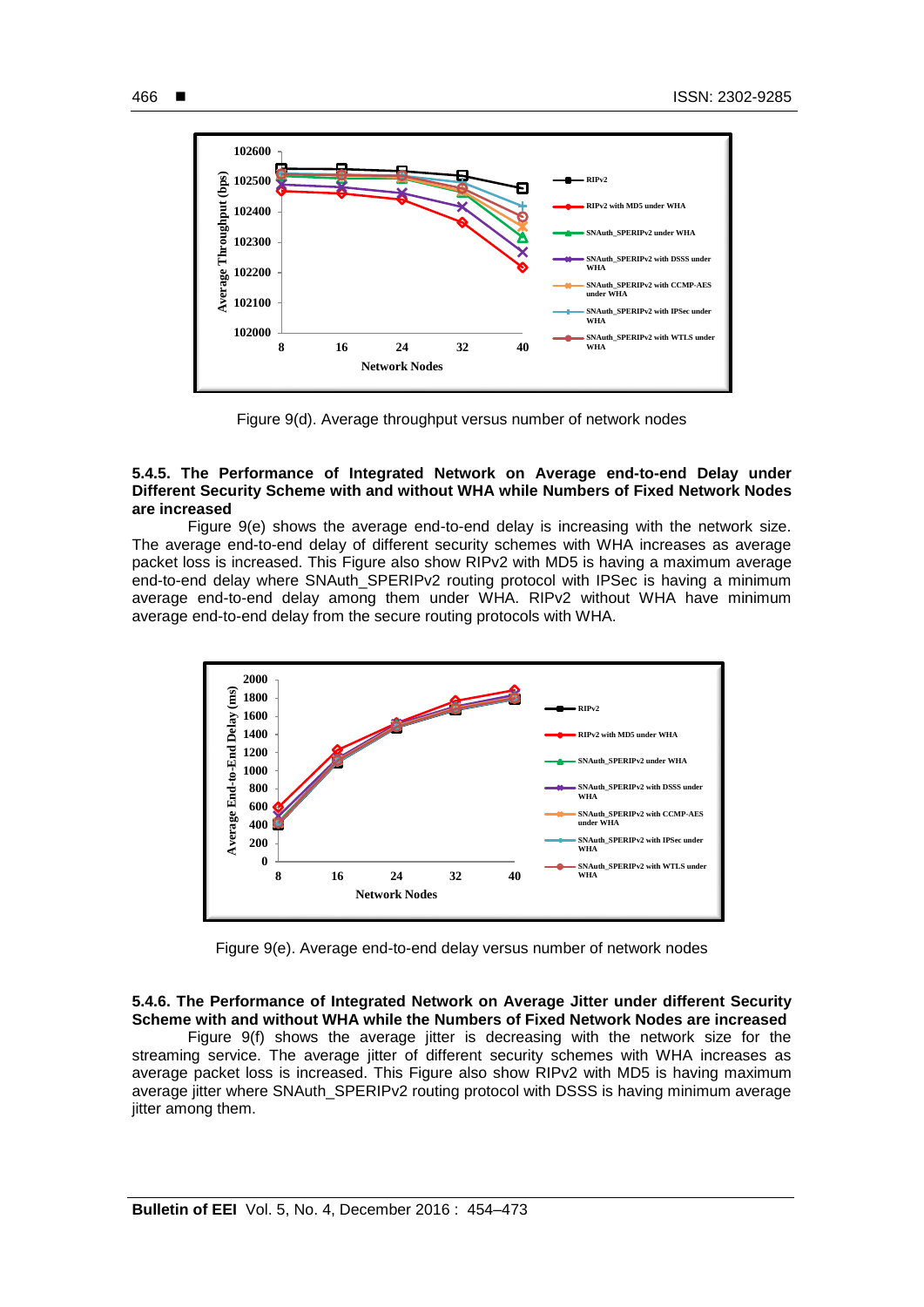Figure 9(d). Average throughput versus number of network nodes

#### 5.4.5. The Performance of Integrated Network on Average end-to-end Delay under Different Security Scheme with and without WHA while Numbers of Fixed Network Nodes are increased

Figure 9(e) shows the average end-to-end delay is increasing with the network size. The average end-to-end delay of different security schemes with WHA increases as average packet loss is increased. This Figure also show RIPv2 with MD5 is having a maximum average end-to-end delay where SNAuth_SPERIPv2 routing protocol with IPSec is having a minimum average end-to-end delay among them under WHA. RIPv2 without WHA have minimum average end-to-end delay from the secure routing protocols with WHA.

Figure 9(e). Average end-to-end delay versus number of network nodes

#### 5.4.6. The Performance of Integrated Network on Average Jitter under different Security Scheme with and without WHA while the Numbers of Fixed Network Nodes are increased

Figure 9(f) shows the average jitter is decreasing with the network size for the streaming service. The average jitter of different security schemes with WHA increases as average packet loss is increased. This Figure also show RIPv2 with MD5 is having maximum average jitter where SNAuth_SPERIPv2 routing protocol with DSSS is having minimum average jitter among them.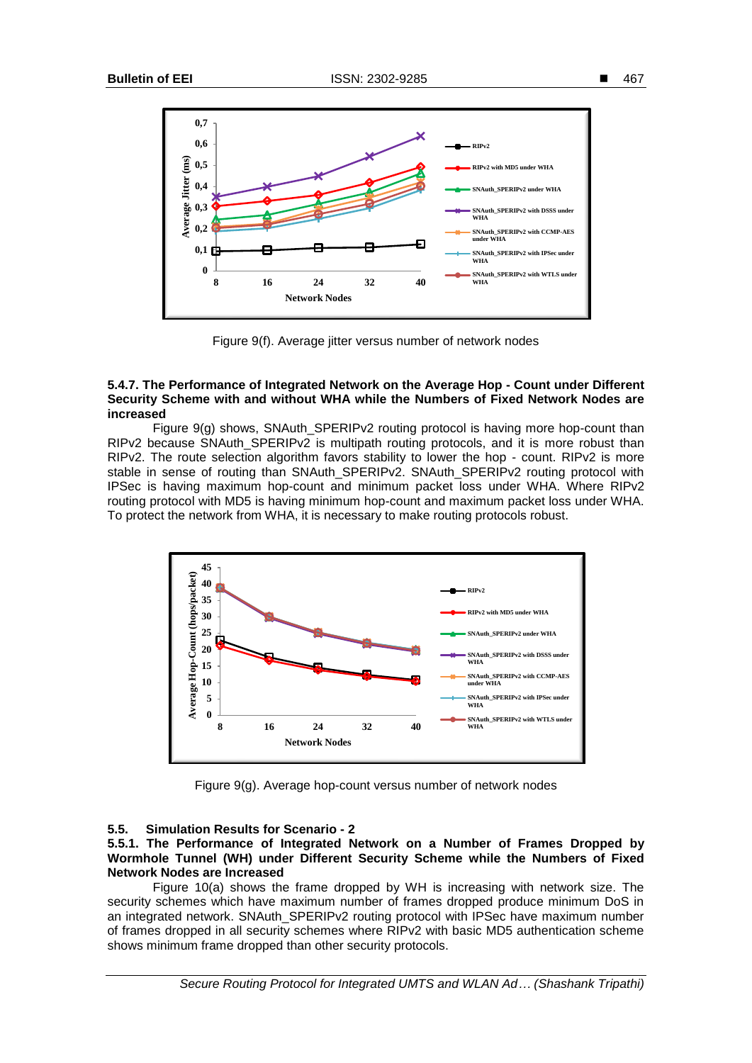Figure 9(f). Average jitter versus number of network nodes

### 5.4.7. The Performance of Integrated Network on the Average Hop - Count under Different Security Scheme with and without WHA while the Numbers of Fixed Network Nodes are increased

Figure 9(g) shows, SNAuth_SPERIPv2 routing protocol is having more hop-count than RIPv2 because SNAuth_SPERIPv2 is multipath routing protocols, and it is more robust than RIPv2. The route selection algorithm favors stability to lower the hop - count. RIPv2 is more stable in sense of routing than SNAuth_SPERIPv2. SNAuth_SPERIPv2 routing protocol with IPSec is having maximum hop-count and minimum packet loss under WHA. Where RIPv2 routing protocol with MD5 is having minimum hop-count and maximum packet loss under WHA. To protect the network from WHA, it is necessary to make routing protocols robust.

Figure 9(g). Average hop-count versus number of network nodes

## 5.5. Simulation Results for Scenario - 2

### 5.5.1. The Performance of Integrated Network on a Number of Frames Dropped by Wormhole Tunnel (WH) under Different Security Scheme while the Numbers of Fixed Network Nodes are Increased

Figure 10(a) shows the frame dropped by WH is increasing with network size. The security schemes which have maximum number of frames dropped produce minimum DoS in an integrated network. SNAuth_SPERIPv2 routing protocol with IPSec have maximum number of frames dropped in all security schemes where RIPv2 with basic MD5 authentication scheme shows minimum frame dropped than other security protocols.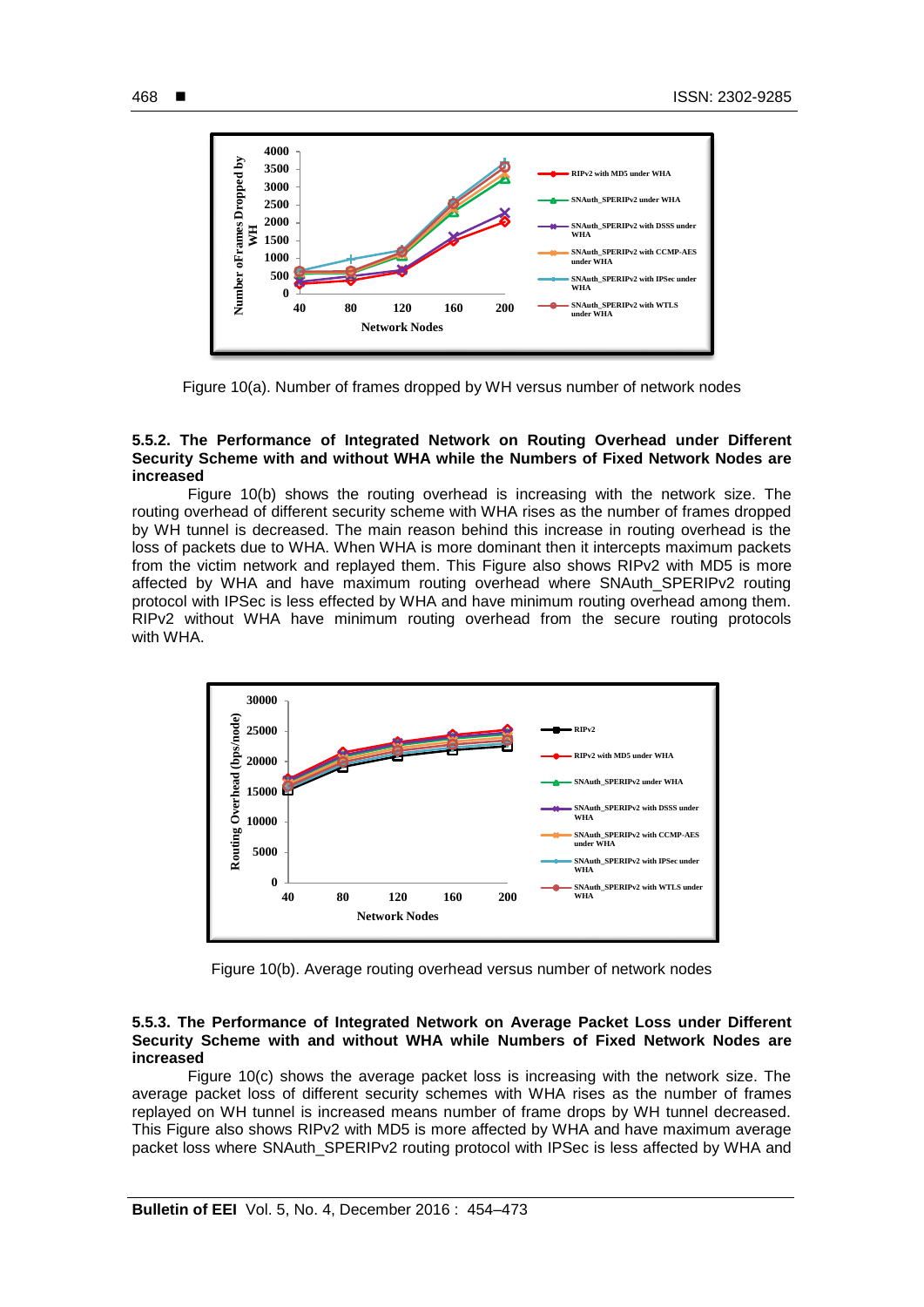Figure 10(a). Number of frames dropped by WH versus number of network nodes

### 5.5.2. The Performance of Integrated Network on Routing Overhead under Different Security Scheme with and without WHA while the Numbers of Fixed Network Nodes are increased

Figure 10(b) shows the routing overhead is increasing with the network size. The routing overhead of different security scheme with WHA rises as the number of frames dropped by WH tunnel is decreased. The main reason behind this increase in routing overhead is the loss of packets due to WHA. When WHA is more dominant then it intercepts maximum packets from the victim network and replayed them. This Figure also shows RIPv2 with MD5 is more affected by WHA and have maximum routing overhead where SNAuth_SPERIPv2 routing protocol with IPSec is less effected by WHA and have minimum routing overhead among them. RIPv2 without WHA have minimum routing overhead from the secure routing protocols with WHA.

Figure 10(b). Average routing overhead versus number of network nodes

### 5.5.3. The Performance of Integrated Network on Average Packet Loss under Different Security Scheme with and without WHA while Numbers of Fixed Network Nodes are increased

Figure 10(c) shows the average packet loss is increasing with the network size. The average packet loss of different security schemes with WHA rises as the number of frames replayed on WH tunnel is increased means number of frame drops by WH tunnel decreased. This Figure also shows RIPv2 with MD5 is more affected by WHA and have maximum average packet loss where SNAuth_SPERIPv2 routing protocol with IPSec is less affected by WHA and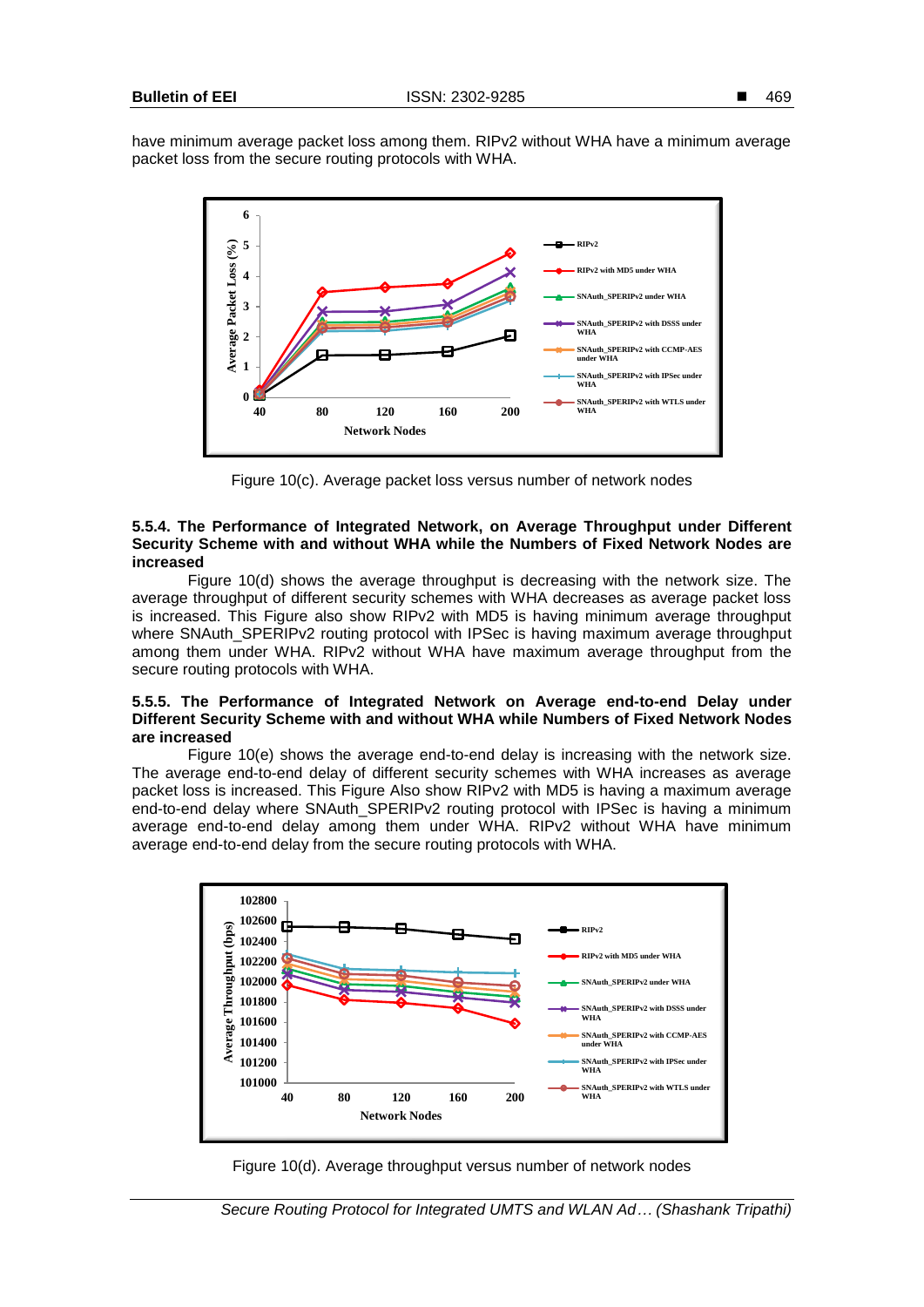have minimum average packet loss among them. RIPv2 without WHA have a minimum average packet loss from the secure routing protocols with WHA.

Figure 10(c). Average packet loss versus number of network nodes

#### 5.5.4. The Performance of Integrated Network, on Average Throughput under Different Security Scheme with and without WHA while the Numbers of Fixed Network Nodes are increased

Figure 10(d) shows the average throughput is decreasing with the network size. The average throughput of different security schemes with WHA decreases as average packet loss is increased. This Figure also show RIPv2 with MD5 is having minimum average throughput where SNAuth_SPERIPv2 routing protocol with IPSec is having maximum average throughput among them under WHA. RIPv2 without WHA have maximum average throughput from the secure routing protocols with WHA.

#### 5.5.5. The Performance of Integrated Network on Average end-to-end Delay under Different Security Scheme with and without WHA while Numbers of Fixed Network Nodes are increased

Figure 10(e) shows the average end-to-end delay is increasing with the network size. The average end-to-end delay of different security schemes with WHA increases as average packet loss is increased. This Figure Also show RIPv2 with MD5 is having a maximum average end-to-end delay where SNAuth_SPERIPv2 routing protocol with IPSec is having a minimum average end-to-end delay among them under WHA. RIPv2 without WHA have minimum average end-to-end delay from the secure routing protocols with WHA.

Figure 10(d). Average throughput versus number of network nodes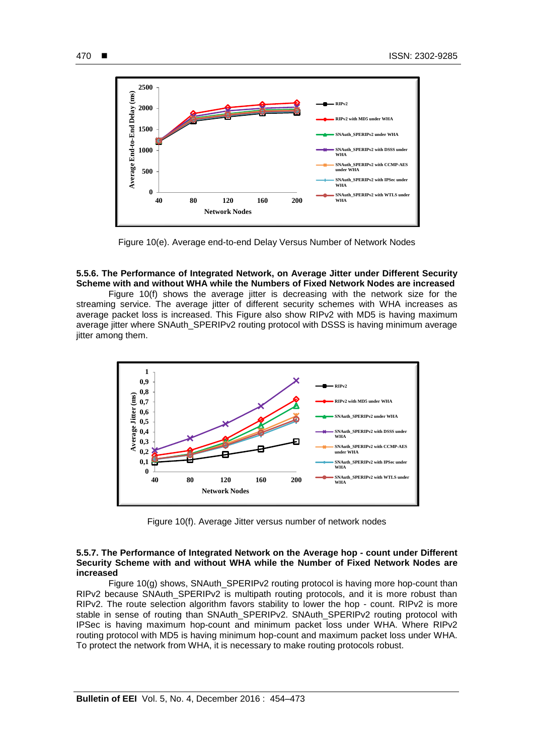Figure 10(e). Average end-to-end Delay Versus Number of Network Nodes

**5.5.6. The Performance of Integrated Network, on Average Jitter under Different Security Scheme with and without WHA while the Numbers of Fixed Network Nodes are increased**

Figure 10(f) shows the average jitter is decreasing with the network size for the streaming service. The average jitter of different security schemes with WHA increases as average packet loss is increased. This Figure also show RIPv2 with MD5 is having maximum average jitter where SNAuth_SPERIPv2 routing protocol with DSSS is having minimum average jitter among them.

Figure 10(f). Average Jitter versus number of network nodes

**5.5.7. The Performance of Integrated Network on the Average hop - count under Different Security Scheme with and without WHA while the Number of Fixed Network Nodes are increased**

Figure 10(g) shows, SNAuth_SPERIPv2 routing protocol is having more hop-count than RIPv2 because SNAuth_SPERIPv2 is multipath routing protocols, and it is more robust than RIPv2. The route selection algorithm favors stability to lower the hop - count. RIPv2 is more stable in sense of routing than SNAuth_SPERIPv2. SNAuth_SPERIPv2 routing protocol with IPSec is having maximum hop-count and minimum packet loss under WHA. Where RIPv2 routing protocol with MD5 is having minimum hop-count and maximum packet loss under WHA. To protect the network from WHA, it is necessary to make routing protocols robust.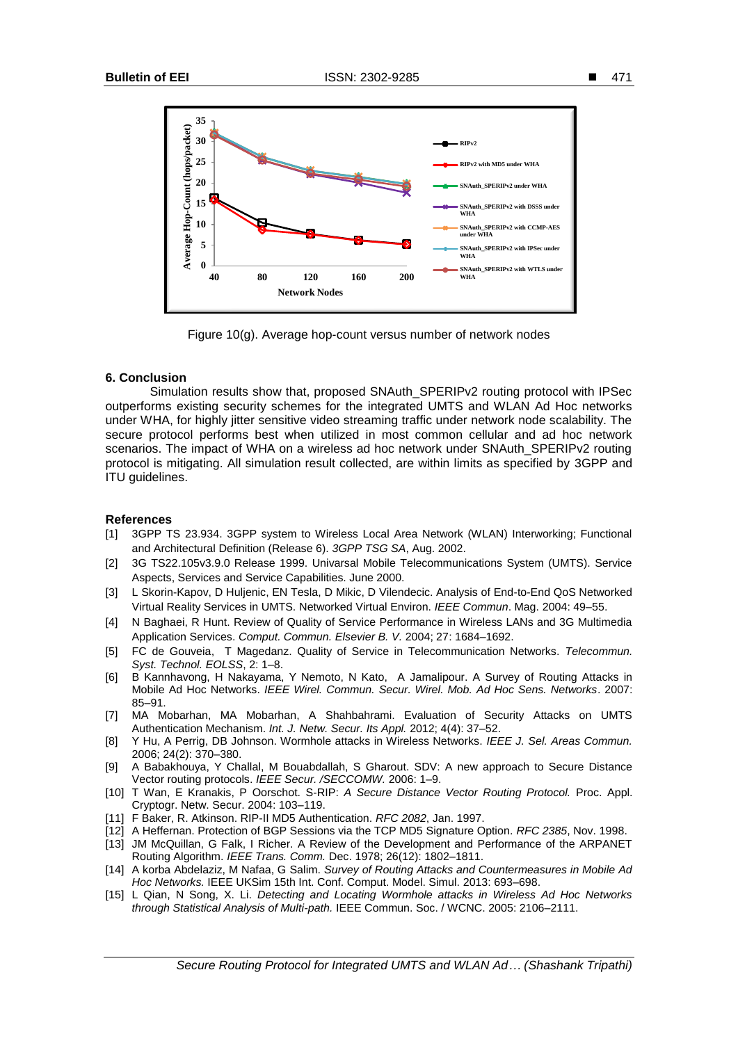Figure 10(g). Average hop-count versus number of network nodes

## 6. Conclusion

Simulation results show that, proposed SNAuth_SPERIPv2 routing protocol with IPSec outperforms existing security schemes for the integrated UMTS and WLAN Ad Hoc networks under WHA, for highly jitter sensitive video streaming traffic under network node scalability. The secure protocol performs best when utilized in most common cellular and ad hoc network scenarios. The impact of WHA on a wireless ad hoc network under SNAuth_SPERIPv2 routing protocol is mitigating. All simulation result collected, are within limits as specified by 3GPP and ITU guidelines.

## References

[1] 3GPP TS 23.934. 3GPP system to Wireless Local Area Network (WLAN) Interworking; Functional and Architectural Definition (Release 6). *3GPP TSG SA*, Aug. 2002.

[2] 3G TS22.105v3.9.0 Release 1999. Univarsal Mobile Telecommunications System (UMTS). Service Aspects, Services and Service Capabilities. June 2000.

[3] L Skorin-Kapov, D Huljenic, EN Tesla, D Mikic, D Vilendecic. Analysis of End-to-End QoS Networked Virtual Reality Services in UMTS. Networked Virtual Environ. *IEEE Commun*. Mag. 2004: 49–55.

[4] N Baghaei, R Hunt. Review of Quality of Service Performance in Wireless LANs and 3G Multimedia Application Services. *Comput. Commun. Elsevier B. V.* 2004; 27: 1684–1692.

[5] FC de Gouveia, T Magedanz. Quality of Service in Telecommunication Networks. *Telecommun. Syst. Technol. EOLSS*, 2: 1–8.

[6] B Kannhavong, H Nakayama, Y Nemoto, N Kato, A Jamalipour. A Survey of Routing Attacks in Mobile Ad Hoc Networks. *IEEE Wirel. Commun. Secur. Wirel. Mob. Ad Hoc Sens. Networks*. 2007: 85–91.

[7] MA Mobarhan, MA Mobarhan, A Shahbahrami. Evaluation of Security Attacks on UMTS Authentication Mechanism. *Int. J. Netw. Secur. Its Appl.* 2012; 4(4): 37–52.

[8] Y Hu, A Perrig, DB Johnson. Wormhole attacks in Wireless Networks. *IEEE J. Sel. Areas Commun.* 2006; 24(2): 370–380.

[9] A Babakhouya, Y Challal, M Bouabdallah, S Gharout. SDV: A new approach to Secure Distance Vector routing protocols. *IEEE Secur. /SECCOMW.* 2006: 1–9.

[10] T Wan, E Kranakis, P Oorschot. S-RIP: *A Secure Distance Vector Routing Protocol.* Proc. Appl. Cryptogr. Netw. Secur. 2004: 103–119.

[11] F Baker, R. Atkinson. RIP-II MD5 Authentication. *RFC 2082*, Jan. 1997.

[12] A Heffernan. Protection of BGP Sessions via the TCP MD5 Signature Option. *RFC 2385*, Nov. 1998.

[13] JM McQuillan, G Falk, I Richer. A Review of the Development and Performance of the ARPANET Routing Algorithm. *IEEE Trans. Comm.* Dec. 1978; 26(12): 1802–1811.

[14] A korba Abdelaziz, M Nafaa, G Salim. *Survey of Routing Attacks and Countermeasures in Mobile Ad Hoc Networks.* IEEE UKSim 15th Int. Conf. Comput. Model. Simul. 2013: 693–698.

[15] L Qian, N Song, X. Li. *Detecting and Locating Wormhole attacks in Wireless Ad Hoc Networks through Statistical Analysis of Multi-path.* IEEE Commun. Soc. / WCNC. 2005: 2106–2111.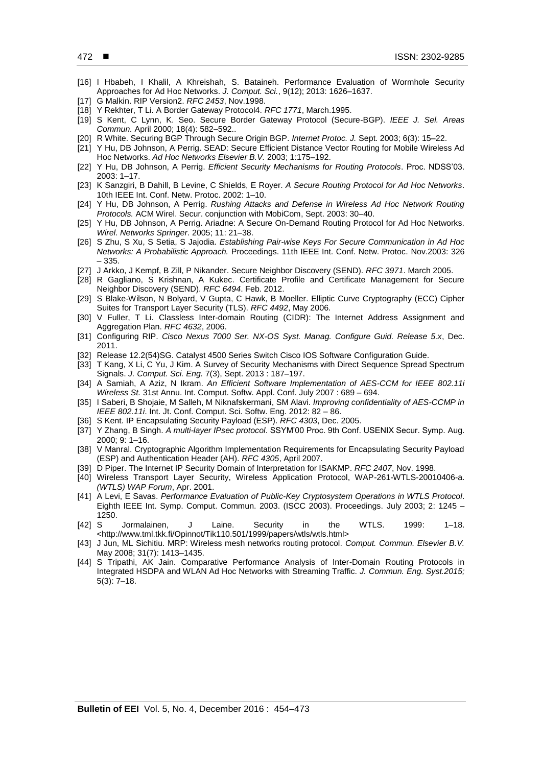[16] I Hbabeh, I Khalil, A Khreishah, S. Bataineh. Performance Evaluation of Wormhole Security Approaches for Ad Hoc Networks. *J. Comput. Sci.*, 9(12); 2013: 1626–1637.

[17] G Malkin. RIP Version2. *RFC 2453*, Nov.1998.

[18] Y Rekhter, T Li. A Border Gateway Protocol4. *RFC 1771*, March.1995.

[19] S Kent, C Lynn, K. Seo. Secure Border Gateway Protocol (Secure-BGP). *IEEE J. Sel. Areas Commun.* April 2000; 18(4): 582–592..

[20] R White. Securing BGP Through Secure Origin BGP. *Internet Protoc. J.* Sept. 2003; 6(3): 15–22.

[21] Y Hu, DB Johnson, A Perrig. SEAD: Secure Efficient Distance Vector Routing for Mobile Wireless Ad Hoc Networks. *Ad Hoc Networks Elsevier B.V.* 2003; 1:175–192.

[22] Y Hu, DB Johnson, A Perrig. *Efficient Security Mechanisms for Routing Protocols*. Proc. NDSS'03. 2003: 1–17.

[23] K Sanzgiri, B Dahill, B Levine, C Shields, E Royer. *A Secure Routing Protocol for Ad Hoc Networks*. 10th IEEE Int. Conf. Netw. Protoc. 2002: 1–10.

[24] Y Hu, DB Johnson, A Perrig. *Rushing Attacks and Defense in Wireless Ad Hoc Network Routing Protocols.* ACM Wirel. Secur. conjunction with MobiCom, Sept. 2003: 30–40.

[25] Y Hu, DB Johnson, A Perrig. Ariadne: A Secure On-Demand Routing Protocol for Ad Hoc Networks. *Wirel. Networks Springer*. 2005; 11: 21–38.

[26] S Zhu, S Xu, S Setia, S Jajodia. *Establishing Pair-wise Keys For Secure Communication in Ad Hoc Networks: A Probabilistic Approach.* Proceedings. 11th IEEE Int. Conf. Netw. Protoc. Nov.2003: 326 – 335.

[27] J Arkko, J Kempf, B Zill, P Nikander. Secure Neighbor Discovery (SEND). *RFC 3971*. March 2005.

[28] R Gagliano, S Krishnan, A Kukec. Certificate Profile and Certificate Management for Secure Neighbor Discovery (SEND). *RFC 6494*. Feb. 2012.

[29] S Blake-Wilson, N Bolyard, V Gupta, C Hawk, B Moeller. Elliptic Curve Cryptography (ECC) Cipher Suites for Transport Layer Security (TLS). *RFC 4492*, May 2006.

[30] V Fuller, T Li. Classless Inter-domain Routing (CIDR): The Internet Address Assignment and Aggregation Plan. *RFC 4632*, 2006.

[31] Configuring RIP. *Cisco Nexus 7000 Ser. NX-OS Syst. Manag. Configure Guid. Release 5.x*, Dec. 2011.

[32] Release 12.2(54)SG. Catalyst 4500 Series Switch Cisco IOS Software Configuration Guide.

[33] T Kang, X Li, C Yu, J Kim. A Survey of Security Mechanisms with Direct Sequence Spread Spectrum Signals. *J. Comput. Sci. Eng.* 7(3), Sept. 2013 : 187–197.

[34] A Samiah, A Aziz, N Ikram. *An Efficient Software Implementation of AES-CCM for IEEE 802.11i Wireless St.* 31st Annu. Int. Comput. Softw. Appl. Conf. July 2007 : 689 – 694.

[35] I Saberi, B Shojaie, M Salleh, M Niknafskermani, SM Alavi. *Improving confidentiality of AES-CCMP in IEEE 802.11i*. Int. Jt. Conf. Comput. Sci. Softw. Eng. 2012: 82 – 86.

[36] S Kent. IP Encapsulating Security Payload (ESP). *RFC 4303*, Dec. 2005.

[37] Y Zhang, B Singh. *A multi-layer IPsec protocol*. SSYM'00 Proc. 9th Conf. USENIX Secur. Symp. Aug. 2000; 9: 1–16.

[38] V Manral. Cryptographic Algorithm Implementation Requirements for Encapsulating Security Payload (ESP) and Authentication Header (AH). *RFC 4305*, April 2007.

[39] D Piper. The Internet IP Security Domain of Interpretation for ISAKMP. *RFC 2407*, Nov. 1998.

[40] Wireless Transport Layer Security, Wireless Application Protocol, WAP-261-WTLS-20010406-a. *(WTLS) WAP Forum*, Apr. 2001.

[41] A Levi, E Savas. *Performance Evaluation of Public-Key Cryptosystem Operations in WTLS Protocol*. Eighth IEEE Int. Symp. Comput. Commun. 2003. (ISCC 2003). Proceedings. July 2003; 2: 1245 – 1250.

[42] S Jormalainen, J Laine. Security in the WTLS. 1999: 1–18. <http://www.tml.tkk.fi/Opinnot/Tik110.501/1999/papers/wtls/wtls.html>

[43] J Jun, ML Sichitiu. MRP: Wireless mesh networks routing protocol. *Comput. Commun. Elsevier B.V.* May 2008; 31(7): 1413–1435.

[44] S Tripathi, AK Jain. Comparative Performance Analysis of Inter-Domain Routing Protocols in Integrated HSDPA and WLAN Ad Hoc Networks with Streaming Traffic. *J. Commun. Eng. Syst.2015;* 5(3): 7–18.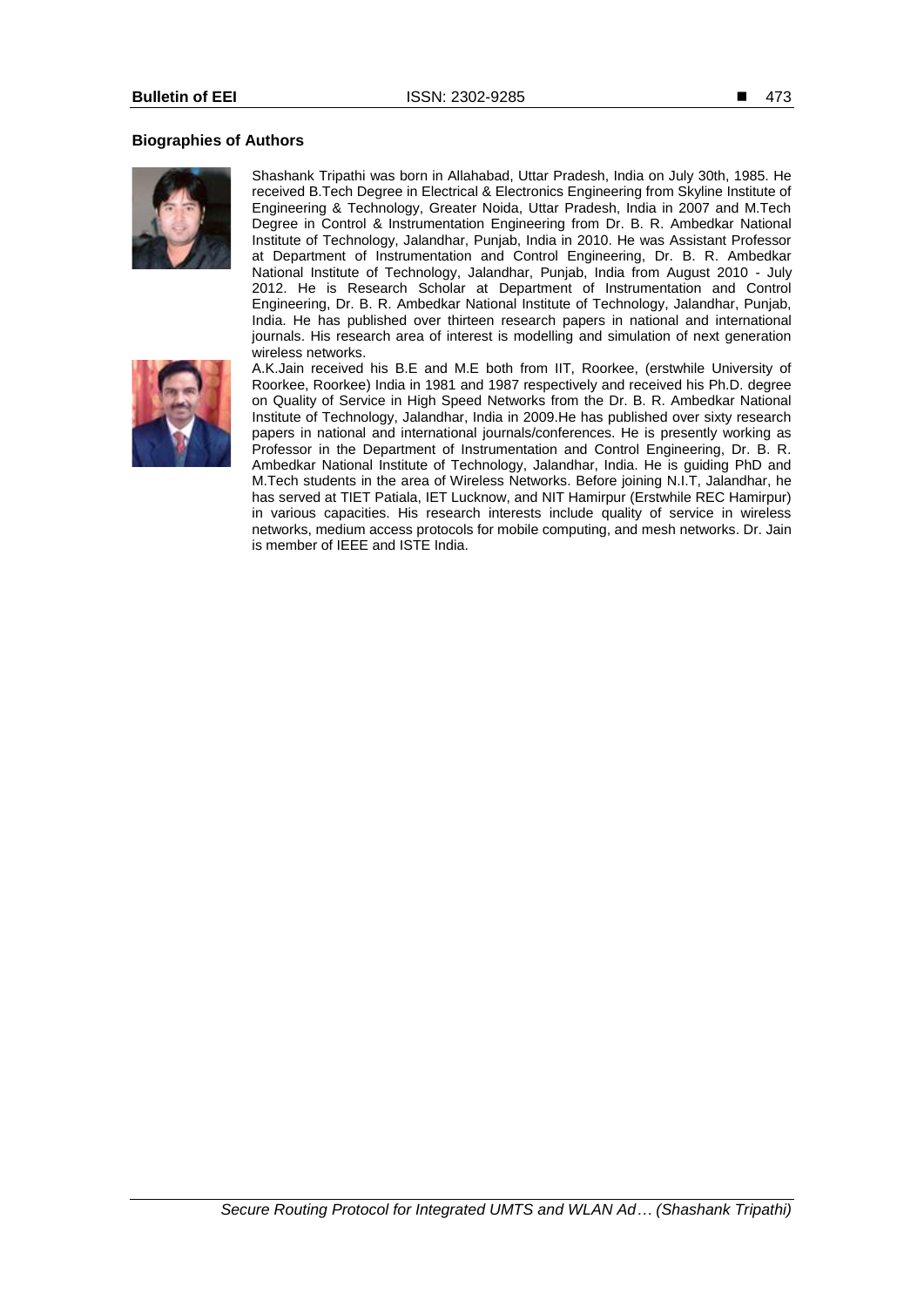## Biographies of Authors

Shashank Tripathi was born in Allahabad, Uttar Pradesh, India on July 30th, 1985. He received B.Tech Degree in Electrical & Electronics Engineering from Skyline Institute of Engineering & Technology, Greater Noida, Uttar Pradesh, India in 2007 and M.Tech Degree in Control & Instrumentation Engineering from Dr. B. R. Ambedkar National Institute of Technology, Jalandhar, Punjab, India in 2010. He was Assistant Professor at Department of Instrumentation and Control Engineering, Dr. B. R. Ambedkar National Institute of Technology, Jalandhar, Punjab, India from August 2010 - July 2012. He is Research Scholar at Department of Instrumentation and Control Engineering, Dr. B. R. Ambedkar National Institute of Technology, Jalandhar, Punjab, India. He has published over thirteen research papers in national and international journals. His research area of interest is modelling and simulation of next generation wireless networks.

A.K.Jain received his B.E and M.E both from IIT, Roorkee, (erstwhile University of Roorkee, Roorkee) India in 1981 and 1987 respectively and received his Ph.D. degree on Quality of Service in High Speed Networks from the Dr. B. R. Ambedkar National Institute of Technology, Jalandhar, India in 2009.He has published over sixty research papers in national and international journals/conferences. He is presently working as Professor in the Department of Instrumentation and Control Engineering, Dr. B. R. Ambedkar National Institute of Technology, Jalandhar, India. He is guiding PhD and M.Tech students in the area of Wireless Networks. Before joining N.I.T, Jalandhar, he has served at TIET Patiala, IET Lucknow, and NIT Hamirpur (Erstwhile REC Hamirpur) in various capacities. His research interests include quality of service in wireless networks, medium access protocols for mobile computing, and mesh networks. Dr. Jain is member of IEEE and ISTE India.